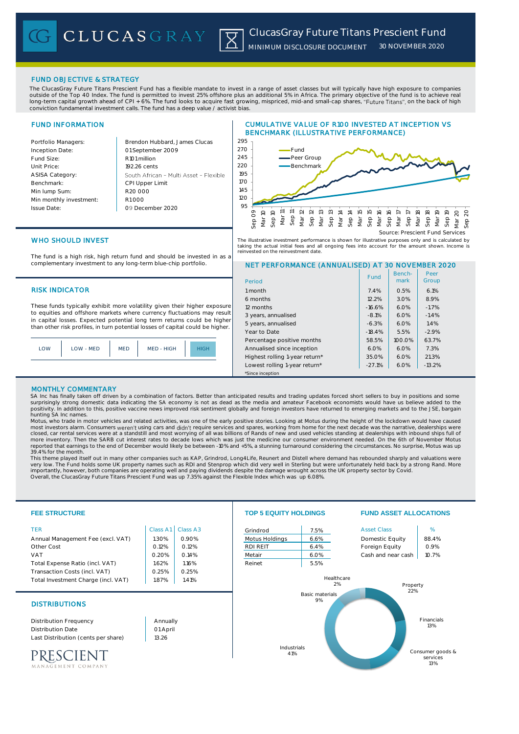# CLUCASGRAY

## ClucasGray Future Titans Prescient Fund

MINIMUM DISCLOSURE DOCUMENT 30 NOVEMBER 2020

## FUND OBJECTIVE & STRATEGY

The ClucasGray Future Titans Prescient Fund has a flexible mandate to invest in a range of asset classes but will typically have high exposure to companies outside of the Top 40 Index. The fund is permitted to invest 25% offshore plus an additional 5% in Africa. The primary objective of the fund is to achieve real long-term capital growth ahead of CPI + 6%. The fund looks to acquire fast growing, mispriced, mid-and small-cap shares, "Future Titans", on the back of high conviction fundamental investment calls. The fund has a deep value / activist bias.

## FUND INFORMATION

| | |
|---|---|
| Portfolio Managers: | Brendon Hubbard, James Clucas |
| Inception Date: | 01 September 2009 |
| Fund Size: | R101 million |
| Unit Price: | 192.26 cents |
| ASISA Category: | South African – Multi Asset – Flexible |
| Benchmark: | CPI Upper Limit |
| Min lump Sum: | R20 000 |
| Min monthly investment: | R1 000 |
| Issue Date: | 09 December 2020 |

## CUMULATIVE VALUE OF R100 INVESTED AT INCEPTION VS BENCHMARK (ILLUSTRATIVE PERFORMANCE)

Source: Prescient Fund Services

The illustrative investment performance is shown for illustrative purposes only and is calculated by taking the actual initial fees and all ongoing fees into account for the amount shown. Income is reinvested on the reinvestment date.

## WHO SHOULD INVEST

The fund is a high risk, high return fund and should be invested in as a complementary investment to any long-term blue-chip portfolio.

## RISK INDICATOR

These funds typically exhibit more volatility given their higher exposure to equities and offshore markets where currency fluctuations may result in capital losses. Expected potential long term returns could be higher than other risk profiles, in turn potential losses of capital could be higher.

LOW | LOW - MED | MED | MED - HIGH | **HIGH**

## NET PERFORMANCE (ANNUALISED) AT 30 NOVEMBER 2020

| Period | Fund | Benchmark | Peer Group |
|---|---|---|---|
| 1 month | 7.4% | 0.5% | 6.1% |
| 6 months | 12.2% | 3.0% | 8.9% |
| 12 months | -16.6% | 6.0% | -1.7% |
| 3 years, annualised | -8.1% | 6.0% | -1.4% |
| 5 years, annualised | -6.3% | 6.0% | 1.4% |
| Year to Date | -18.4% | 5.5% | -2.9% |
| Percentage positive months | 58.5% | 100.0% | 63.7% |
| Annualised since inception | 6.0% | 6.0% | 7.3% |
| Highest rolling 1-year return* | 35.0% | 6.0% | 21.3% |
| Lowest rolling 1-year return* | -27.1% | 6.0% | -13.2% |

*Since inception

## MONTHLY COMMENTARY

SA Inc has finally taken off driven by a combination of factors. Better than anticipated results and trading updates forced short sellers to buy in positions and some surprisingly strong domestic data indicating the SA economy is not as dead as the media and amateur Facebook economists would have us believe added to the positivity. In addition to this, positive vaccine news improved risk sentiment globally and foreign investors have returned to emerging markets and to the JSE, bargain hunting SA Inc names.

Motus, who trade in motor vehicles and related activities, was one of the early positive stories. Looking at Motus during the height of the lockdown would have caused most investors alarm. Consumers weren't using cars and didn't require services and spares, working from home for the next decade was the narrative, dealerships were closed, car rental services were at a standstill and most worrying of all was billions of Rands of new and used vehicles standing at dealerships with inbound ships full of more inventory. Then the SARB cut interest rates to decade lows which was just the medicine our consumer environment needed. On the 6th of November Motus reported that earnings to the end of December would likely be between -10% and +5%, a stunning turnaround considering the circumstances. No surprise, Motus was up 39.4% for the month.

This theme played itself out in many other companies such as KAP, Grindrod, Long4Life, Reunert and Distell where demand has rebounded sharply and valuations were very low. The Fund holds some UK property names such as RDI and Stenprop which did very well in Sterling but were unfortunately held back by a strong Rand. More importantly, however, both companies are operating well and paying dividends despite the damage wrought across the UK property sector by Covid.

Overall, the ClucasGray Future Titans Prescient Fund was up 7.35% against the Flexible Index which was up 6.08%.

## FEE STRUCTURE

| TER | Class A1 | Class A3 |
|---|---|---|
| Annual Management Fee (excl. VAT) | 1.30% | 0.90% |
| Other Cost | 0.12% | 0.12% |
| VAT | 0.20% | 0.14% |
| Total Expense Ratio (incl. VAT) | 1.62% | 1.16% |
| Transaction Costs (incl. VAT) | 0.25% | 0.25% |
| Total Investment Charge (incl. VAT) | 1.87% | 1.41% |

## DISTRIBUTIONS

| | |
|---|---|
| Distribution Frequency | Annually |
| Distribution Date | 01 April |
| Last Distribution (cents per share) | 13.26 |

## TOP 5 EQUITY HOLDINGS

| | |
|---|---|
| Grindrod | 7.5% |
| Motus Holdings | 6.6% |
| RDI REIT | 6.4% |
| Metair | 6.0% |
| Reinet | 5.5% |

## FUND ASSET ALLOCATIONS

| Asset Class | % |
|---|---|
| Domestic Equity | 88.4% |
| Foreign Equity | 0.9% |
| Cash and near cash | 10.7% |

| Sector | % |
|---|---|
| Property | 22% |
| Financials | 13% |
| Consumer goods & services | 13% |
| Industrials | 41% |
| Basic materials | 9% |
| Healthcare | 2% |

PRESCIENT MANAGEMENT COMPANY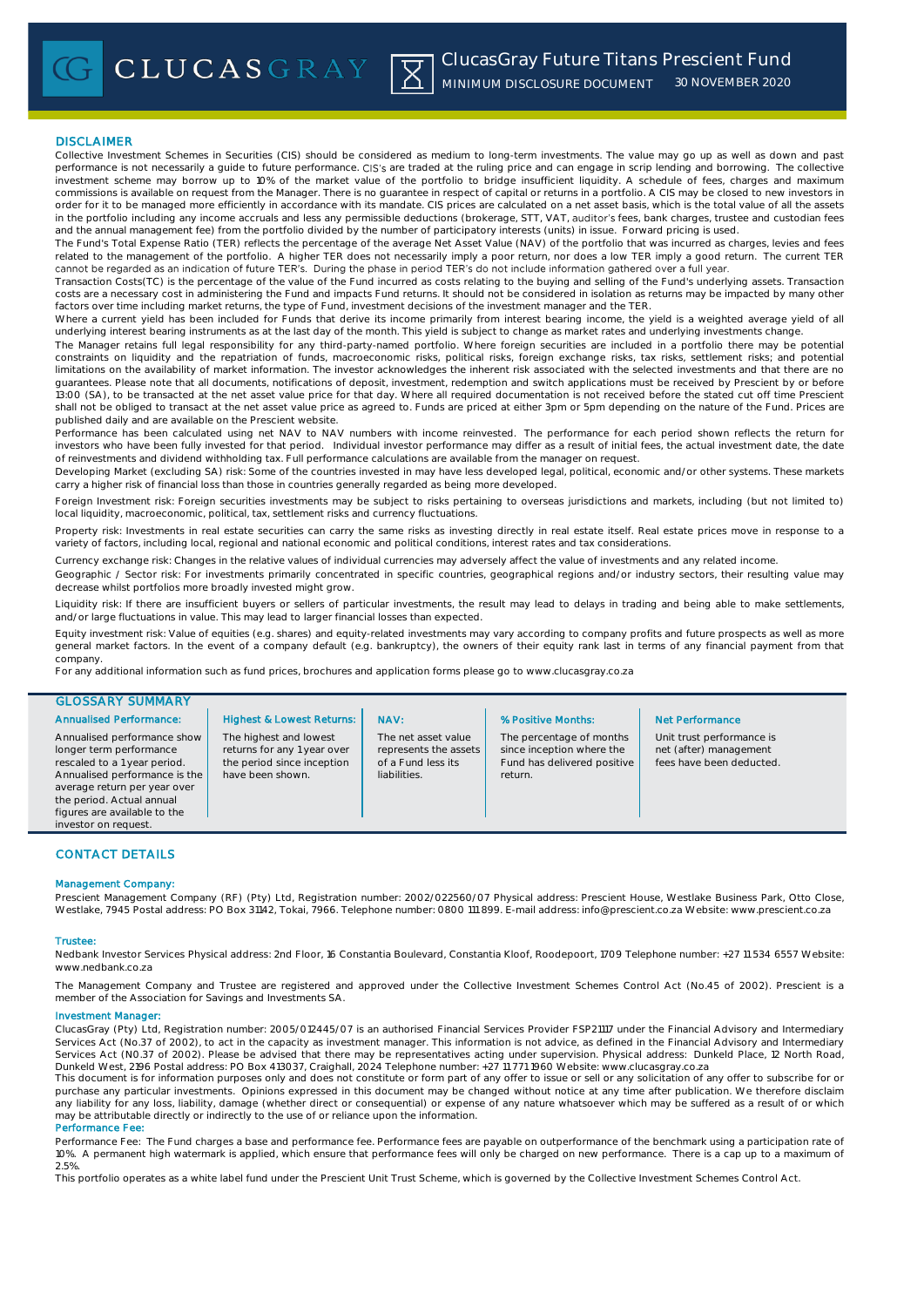## DISCLAIMER

Collective Investment Schemes in Securities (CIS) should be considered as medium to long-term investments. The value may go up as well as down and past performance is not necessarily a guide to future performance. CIS's are traded at the ruling price and can engage in scrip lending and borrowing. The collective investment scheme may borrow up to 10% of the market value of the portfolio to bridge insufficient liquidity. A schedule of fees, charges and maximum commissions is available on request from the Manager. There is no guarantee in respect of capital or returns in a portfolio. A CIS may be closed to new investors in order for it to be managed more efficiently in accordance with its mandate. CIS prices are calculated on a net asset basis, which is the total value of all the assets in the portfolio including any income accruals and less any permissible deductions (brokerage, STT, VAT, auditor's fees, bank charges, trustee and custodian fees and the annual management fee) from the portfolio divided by the number of participatory interests (units) in issue. Forward pricing is used.

The Fund's Total Expense Ratio (TER) reflects the percentage of the average Net Asset Value (NAV) of the portfolio that was incurred as charges, levies and fees related to the management of the portfolio. A higher TER does not necessarily imply a poor return, nor does a low TER imply a good return. The current TER cannot be regarded as an indication of future TER's. During the phase in period TER's do not include information gathered over a full year.

Transaction Costs(TC) is the percentage of the value of the Fund incurred as costs relating to the buying and selling of the Fund's underlying assets. Transaction costs are a necessary cost in administering the Fund and impacts Fund returns. It should not be considered in isolation as returns may be impacted by many other factors over time including market returns, the type of Fund, investment decisions of the investment manager and the TER.

Where a current yield has been included for Funds that derive its income primarily from interest bearing income, the yield is a weighted average yield of all underlying interest bearing instruments as at the last day of the month. This yield is subject to change as market rates and underlying investments change.

The Manager retains full legal responsibility for any third-party-named portfolio. Where foreign securities are included in a portfolio there may be potential constraints on liquidity and the repatriation of funds, macroeconomic risks, political risks, foreign exchange risks, tax risks, settlement risks; and potential limitations on the availability of market information. The investor acknowledges the inherent risk associated with the selected investments and that there are no guarantees. Please note that all documents, notifications of deposit, investment, redemption and switch applications must be received by Prescient by or before 13:00 (SA), to be transacted at the net asset value price for that day. Where all required documentation is not received before the stated cut off time Prescient shall not be obliged to transact at the net asset value price as agreed to. Funds are priced at either 3pm or 5pm depending on the nature of the Fund. Prices are published daily and are available on the Prescient website.

Performance has been calculated using net NAV to NAV numbers with income reinvested. The performance for each period shown reflects the return for investors who have been fully invested for that period. Individual investor performance may differ as a result of initial fees, the actual investment date, the date of reinvestments and dividend withholding tax. Full performance calculations are available from the manager on request.

Developing Market (excluding SA) risk: Some of the countries invested in may have less developed legal, political, economic and/or other systems. These markets carry a higher risk of financial loss than those in countries generally regarded as being more developed.

Foreign Investment risk: Foreign securities investments may be subject to risks pertaining to overseas jurisdictions and markets, including (but not limited to) local liquidity, macroeconomic, political, tax, settlement risks and currency fluctuations.

Property risk: Investments in real estate securities can carry the same risks as investing directly in real estate itself. Real estate prices move in response to a variety of factors, including local, regional and national economic and political conditions, interest rates and tax considerations.

Currency exchange risk: Changes in the relative values of individual currencies may adversely affect the value of investments and any related income.

Geographic / Sector risk: For investments primarily concentrated in specific countries, geographical regions and/or industry sectors, their resulting value may decrease whilst portfolios more broadly invested might grow.

Liquidity risk: If there are insufficient buyers or sellers of particular investments, the result may lead to delays in trading and being able to make settlements, and/or large fluctuations in value. This may lead to larger financial losses than expected.

Equity investment risk: Value of equities (e.g. shares) and equity-related investments may vary according to company profits and future prospects as well as more general market factors. In the event of a company default (e.g. bankruptcy), the owners of their equity rank last in terms of any financial payment from that company.

For any additional information such as fund prices, brochures and application forms please go to www.clucasgray.co.za

## GLOSSARY SUMMARY

| Annualised Performance: | Highest & Lowest Returns: | NAV: | % Positive Months: | Net Performance |
|---|---|---|---|---|
| Annualised performance show longer term performance rescaled to a 1 year period. Annualised performance is the average return per year over the period. Actual annual figures are available to the investor on request. | The highest and lowest returns for any 1 year over the period since inception have been shown. | The net asset value represents the assets of a Fund less its liabilities. | The percentage of months since inception where the Fund has delivered positive return. | Unit trust performance is net (after) management fees have been deducted. |

## CONTACT DETAILS

### Management Company:

Prescient Management Company (RF) (Pty) Ltd, Registration number: 2002/022560/07 Physical address: Prescient House, Westlake Business Park, Otto Close, Westlake, 7945 Postal address: PO Box 31142, Tokai, 7966. Telephone number: 0800 111 899. E-mail address: info@prescient.co.za Website: www.prescient.co.za

### Trustee:

Nedbank Investor Services Physical address: 2nd Floor, 16 Constantia Boulevard, Constantia Kloof, Roodepoort, 1709 Telephone number: +27 11 534 6557 Website: www.nedbank.co.za

The Management Company and Trustee are registered and approved under the Collective Investment Schemes Control Act (No.45 of 2002). Prescient is a member of the Association for Savings and Investments SA.

### Investment Manager:

ClucasGray (Pty) Ltd, Registration number: 2005/012445/07 is an authorised Financial Services Provider FSP21117 under the Financial Advisory and Intermediary Services Act (No.37 of 2002), to act in the capacity as investment manager. This information is not advice, as defined in the Financial Advisory and Intermediary Services Act (N0.37 of 2002). Please be advised that there may be representatives acting under supervision. Physical address: Dunkeld Place, 12 North Road, Dunkeld West, 2196 Postal address: PO Box 413037, Craighall, 2024 Telephone number: +27 11 771 1960 Website: www.clucasgray.co.za

This document is for information purposes only and does not constitute or form part of any offer to issue or sell or any solicitation of any offer to subscribe for or purchase any particular investments. Opinions expressed in this document may be changed without notice at any time after publication. We therefore disclaim any liability for any loss, liability, damage (whether direct or consequential) or expense of any nature whatsoever which may be suffered as a result of or which may be attributable directly or indirectly to the use of or reliance upon the information.

### Performance Fee:

Performance Fee: The Fund charges a base and performance fee. Performance fees are payable on outperformance of the benchmark using a participation rate of 10%. A permanent high watermark is applied, which ensure that performance fees will only be charged on new performance. There is a cap up to a maximum of 2.5%.

This portfolio operates as a white label fund under the Prescient Unit Trust Scheme, which is governed by the Collective Investment Schemes Control Act.